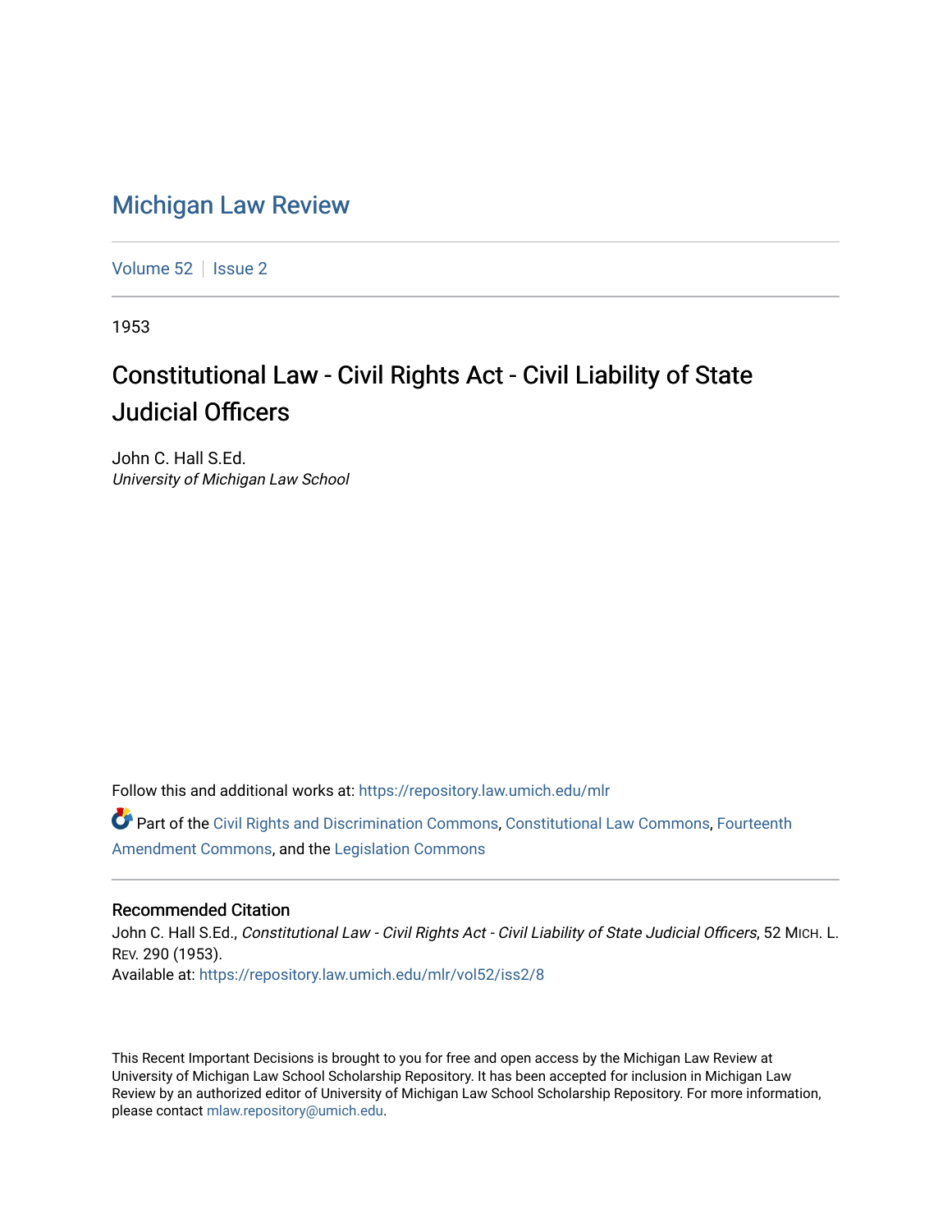# Michigan Law Review

Volume 52 | Issue 2

1953

## Constitutional Law - Civil Rights Act - Civil Liability of State Judicial Officers

John C. Hall S.Ed.
*University of Michigan Law School*

Follow this and additional works at: https://repository.law.umich.edu/mlr

Part of the Civil Rights and Discrimination Commons, Constitutional Law Commons, Fourteenth Amendment Commons, and the Legislation Commons

### Recommended Citation

John C. Hall S.Ed., *Constitutional Law - Civil Rights Act - Civil Liability of State Judicial Officers*, 52 MICH. L. REV. 290 (1953).
Available at: https://repository.law.umich.edu/mlr/vol52/iss2/8

This Recent Important Decisions is brought to you for free and open access by the Michigan Law Review at University of Michigan Law School Scholarship Repository. It has been accepted for inclusion in Michigan Law Review by an authorized editor of University of Michigan Law School Scholarship Repository. For more information, please contact mlaw.repository@umich.edu.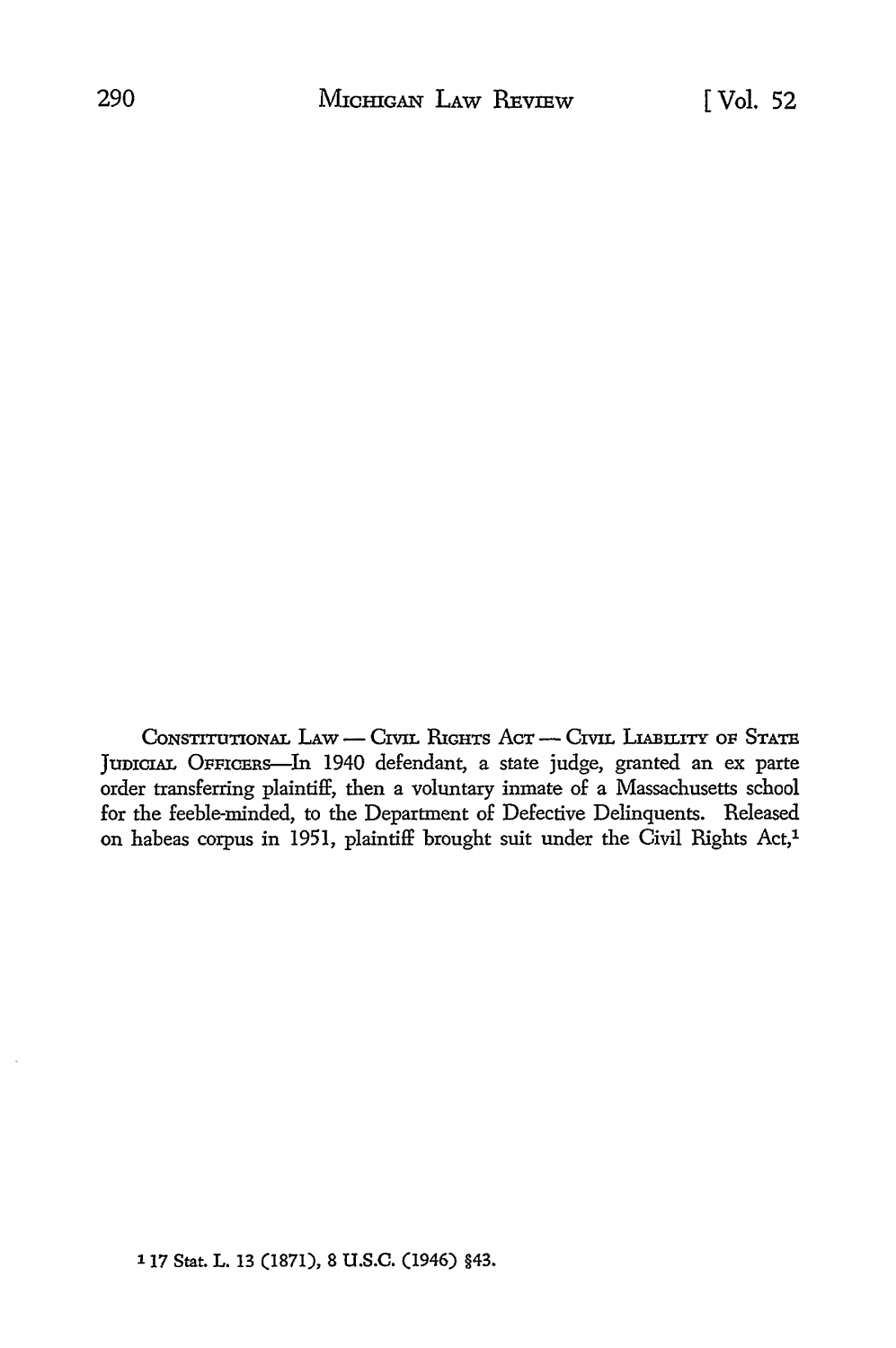CONSTITUTIONAL LAW — CIVIL RIGHTS ACT — CIVIL LIABILITY OF STATE JUDICIAL OFFICERS—In 1940 defendant, a state judge, granted an ex parte order transferring plaintiff, then a voluntary inmate of a Massachusetts school for the feeble-minded, to the Department of Defective Delinquents. Released on habeas corpus in 1951, plaintiff brought suit under the Civil Rights Act,[1]

[1] 17 Stat. L. 13 (1871), 8 U.S.C. (1946) §43.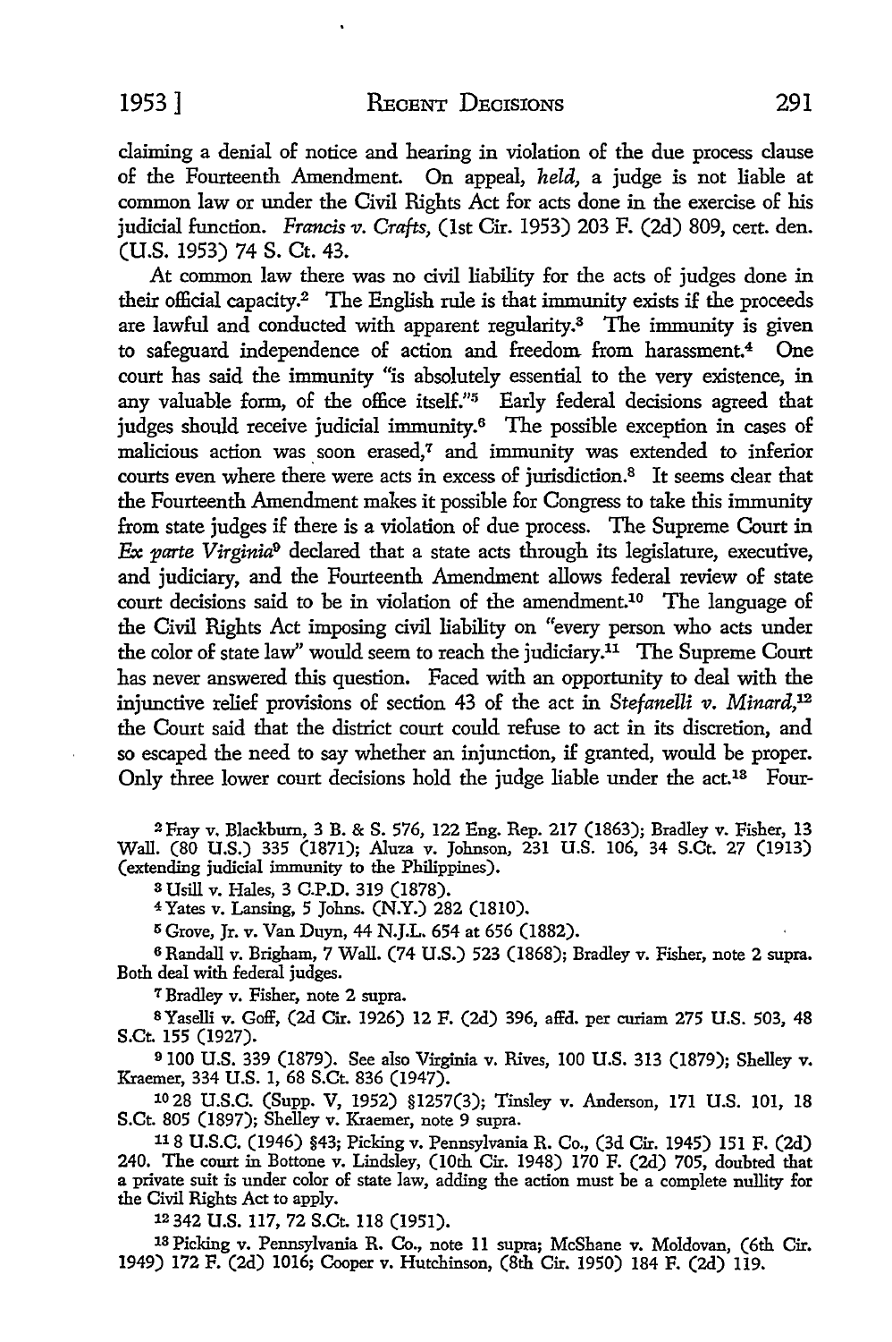claiming a denial of notice and hearing in violation of the due process clause of the Fourteenth Amendment. On appeal, *held,* a judge is not liable at common law or under the Civil Rights Act for acts done in the exercise of his judicial function. *Francis v. Crafts,* (1st Cir. 1953) 203 F. (2d) 809, cert. den. (U.S. 1953) 74 S. Ct. 43.

At common law there was no civil liability for the acts of judges done in their official capacity.[2] The English rule is that immunity exists if the proceeds are lawful and conducted with apparent regularity.[3] The immunity is given to safeguard independence of action and freedom from harassment.[4] One court has said the immunity "is absolutely essential to the very existence, in any valuable form, of the office itself."[5] Early federal decisions agreed that judges should receive judicial immunity.[6] The possible exception in cases of malicious action was soon erased,[7] and immunity was extended to inferior courts even where there were acts in excess of jurisdiction.[8] It seems clear that the Fourteenth Amendment makes it possible for Congress to take this immunity from state judges if there is a violation of due process. The Supreme Court in *Ex parte Virginia*[9] declared that a state acts through its legislature, executive, and judiciary, and the Fourteenth Amendment allows federal review of state court decisions said to be in violation of the amendment.[10] The language of the Civil Rights Act imposing civil liability on "every person who acts under the color of state law" would seem to reach the judiciary.[11] The Supreme Court has never answered this question. Faced with an opportunity to deal with the injunctive relief provisions of section 43 of the act in *Stefanelli v. Minard,*[12] the Court said that the district court could refuse to act in its discretion, and so escaped the need to say whether an injunction, if granted, would be proper. Only three lower court decisions hold the judge liable under the act.[13] Four-

[2] Fray v. Blackburn, 3 B. & S. 576, 122 Eng. Rep. 217 (1863); Bradley v. Fisher, 13 Wall. (80 U.S.) 335 (1871); Aluza v. Johnson, 231 U.S. 106, 34 S.Ct. 27 (1913) (extending judicial immunity to the Philippines).

[3] Usill v. Hales, 3 C.P.D. 319 (1878).

[4] Yates v. Lansing, 5 Johns. (N.Y.) 282 (1810).

[5] Grove, Jr. v. Van Duyn, 44 N.J.L. 654 at 656 (1882).

[6] Randall v. Brigham, 7 Wall. (74 U.S.) 523 (1868); Bradley v. Fisher, note 2 supra. Both deal with federal judges.

[7] Bradley v. Fisher, note 2 supra.

[8] Yaselli v. Goff, (2d Cir. 1926) 12 F. (2d) 396, affd. per curiam 275 U.S. 503, 48 S.Ct. 155 (1927).

[9] 100 U.S. 339 (1879). See also Virginia v. Rives, 100 U.S. 313 (1879); Shelley v. Kraemer, 334 U.S. 1, 68 S.Ct. 836 (1947).

[10] 28 U.S.C. (Supp. V, 1952) §1257(3); Tinsley v. Anderson, 171 U.S. 101, 18 S.Ct. 805 (1897); Shelley v. Kraemer, note 9 supra.

[11] 8 U.S.C. (1946) §43; Picking v. Pennsylvania R. Co., (3d Cir. 1945) 151 F. (2d) 240. The court in Bottone v. Lindsley, (10th Cir. 1948) 170 F. (2d) 705, doubted that a private suit is under color of state law, adding the action must be a complete nullity for the Civil Rights Act to apply.

[12] 342 U.S. 117, 72 S.Ct. 118 (1951).

[13] Picking v. Pennsylvania R. Co., note 11 supra; McShane v. Moldovan, (6th Cir. 1949) 172 F. (2d) 1016; Cooper v. Hutchinson, (8th Cir. 1950) 184 F. (2d) 119.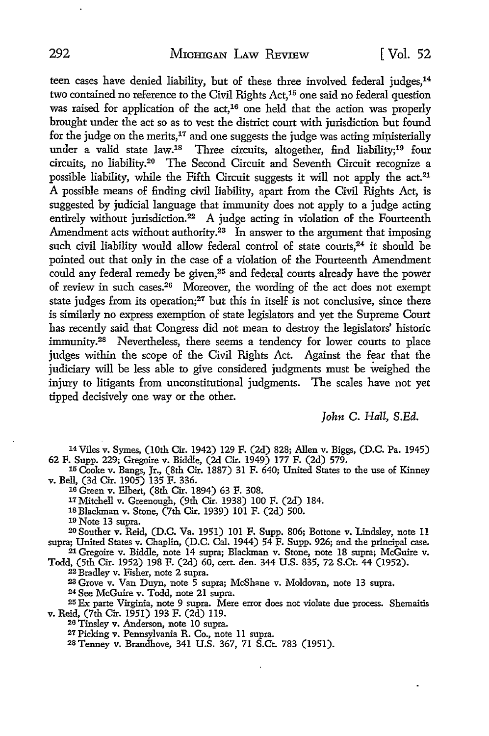teen cases have denied liability, but of these three involved federal judges,[14] two contained no reference to the Civil Rights Act,[15] one said no federal question was raised for application of the act,[16] one held that the action was properly brought under the act so as to vest the district court with jurisdiction but found for the judge on the merits,[17] and one suggests the judge was acting ministerially under a valid state law.[18] Three circuits, altogether, find liability;[19] four circuits, no liability.[20] The Second Circuit and Seventh Circuit recognize a possible liability, while the Fifth Circuit suggests it will not apply the act.[21] A possible means of finding civil liability, apart from the Civil Rights Act, is suggested by judicial language that immunity does not apply to a judge acting entirely without jurisdiction.[22] A judge acting in violation of the Fourteenth Amendment acts without authority.[23] In answer to the argument that imposing such civil liability would allow federal control of state courts,[24] it should be pointed out that only in the case of a violation of the Fourteenth Amendment could any federal remedy be given,[25] and federal courts already have the power of review in such cases.[26] Moreover, the wording of the act does not exempt state judges from its operation;[27] but this in itself is not conclusive, since there is similarly no express exemption of state legislators and yet the Supreme Court has recently said that Congress did not mean to destroy the legislators' historic immunity.[28] Nevertheless, there seems a tendency for lower courts to place judges within the scope of the Civil Rights Act. Against the fear that the judiciary will be less able to give considered judgments must be weighed the injury to litigants from unconstitutional judgments. The scales have not yet tipped decisively one way or the other.

*John C. Hall, S.Ed.*

[14] Viles v. Symes, (10th Cir. 1942) 129 F. (2d) 828; Allen v. Biggs, (D.C. Pa. 1945) 62 F. Supp. 229; Gregoire v. Biddle, (2d Cir. 1949) 177 F. (2d) 579.

[15] Cooke v. Bangs, Jr., (8th Cir. 1887) 31 F. 640; United States to the use of Kinney v. Bell, (3d Cir. 1905) 135 F. 336.

[16] Green v. Elbert, (8th Cir. 1894) 63 F. 308.

[17] Mitchell v. Greenough, (9th Cir. 1938) 100 F. (2d) 184.

[18] Blackman v. Stone, (7th Cir. 1939) 101 F. (2d) 500.

[19] Note 13 supra.

[20] Souther v. Reid, (D.C. Va. 1951) 101 F. Supp. 806; Bottone v. Lindsley, note 11 supra; United States v. Chaplin, (D.C. Cal. 1944) 54 F. Supp. 926; and the principal case.

[21] Gregoire v. Biddle, note 14 supra; Blackman v. Stone, note 18 supra; McGuire v. Todd, (5th Cir. 1952) 198 F. (2d) 60, cert. den. 344 U.S. 835, 72 S.Ct. 44 (1952).

[22] Bradley v. Fisher, note 2 supra.

[23] Grove v. Van Duyn, note 5 supra; McShane v. Moldovan, note 13 supra.

[24] See McGuire v. Todd, note 21 supra.

[25] Ex parte Virginia, note 9 supra. Mere error does not violate due process. Shemaitis v. Reid, (7th Cir. 1951) 193 F. (2d) 119.

[26] Tinsley v. Anderson, note 10 supra.

[27] Picking v. Pennsylvania R. Co., note 11 supra.

[28] Tenney v. Brandhove, 341 U.S. 367, 71 S.Ct. 783 (1951).